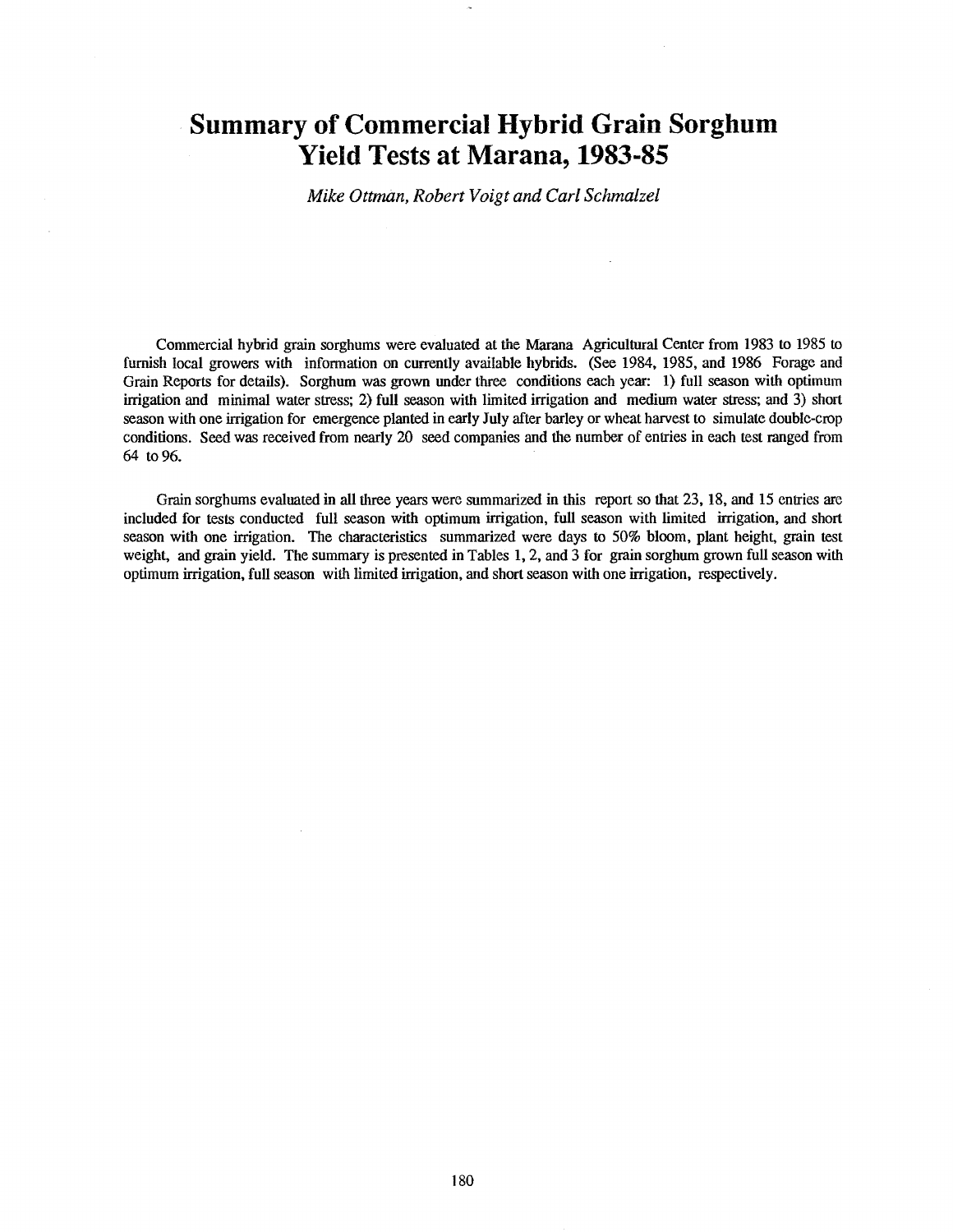# Summary of Commercial Hybrid Grain Sorghum Yield Tests at Marana, 1983-85

*Mike Ottman, Robert Voigt and Carl Schmalzel*

Commercial hybrid grain sorghums were evaluated at the Marana Agricultural Center from 1983 to 1985 to furnish local growers with information on currently available hybrids. (See 1984, 1985, and 1986 Forage and Grain Reports for details). Sorghum was grown under three conditions each year: 1) full season with optimum irrigation and minimal water stress; 2) full season with limited irrigation and medium water stress; and 3) short season with one irrigation for emergence planted in early July after barley or wheat harvest to simulate double-crop conditions. Seed was received from nearly 20 seed companies and the number of entries in each test ranged from 64 to 96.

Grain sorghums evaluated in all three years were summarized in this report so that 23, 18, and 15 entries are included for tests conducted full season with optimum irrigation, full season with limited irrigation, and short season with one irrigation. The characteristics summarized were days to 50% bloom, plant height, grain test weight, and grain yield. The summary is presented in Tables 1, 2, and 3 for grain sorghum grown full season with optimum irrigation, full season with limited irrigation, and short season with one irrigation, respectively.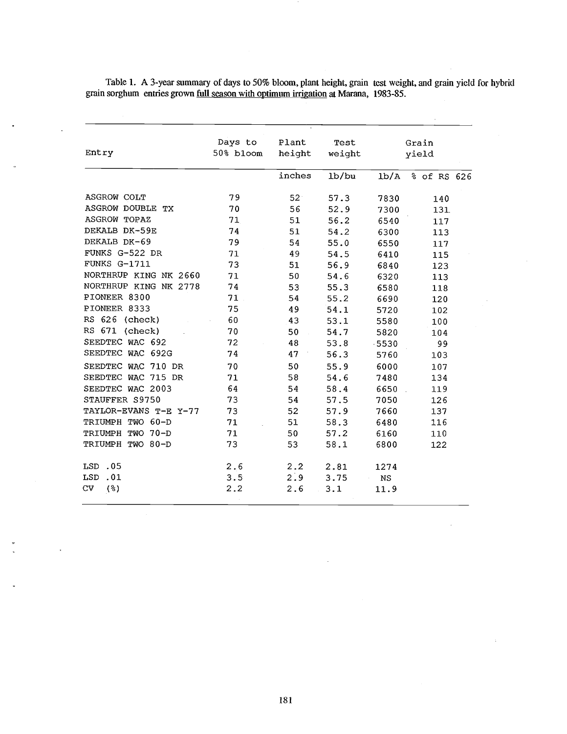Table 1. A 3-year summary of days to 50% bloom, plant height, grain test weight, and grain yield for hybrid grain sorghum entries grown full season with optimum irrigation at Marana, 1983-85.

| Entry | Days to 50% bloom | Plant height | Test weight | Grain yield | |
|---|---|---|---|---|---|
| | | inches | lb/bu | lb/A | % of RS 626 |
| ASGROW COLT | 79 | 52 | 57.3 | 7830 | 140 |
| ASGROW DOUBLE TX | 70 | 56 | 52.9 | 7300 | 131 |
| ASGROW TOPAZ | 71 | 51 | 56.2 | 6540 | 117 |
| DEKALB DK-59E | 74 | 51 | 54.2 | 6300 | 113 |
| DEKALB DK-69 | 79 | 54 | 55.0 | 6550 | 117 |
| FUNKS G-522 DR | 71 | 49 | 54.5 | 6410 | 115 |
| FUNKS G-1711 | 73 | 51 | 56.9 | 6840 | 123 |
| NORTHRUP KING NK 2660 | 71 | 50 | 54.6 | 6320 | 113 |
| NORTHRUP KING NK 2778 | 74 | 53 | 55.3 | 6580 | 118 |
| PIONEER 8300 | 71 | 54 | 55.2 | 6690 | 120 |
| PIONEER 8333 | 75 | 49 | 54.1 | 5720 | 102 |
| RS 626 (check) | 60 | 43 | 53.1 | 5580 | 100 |
| RS 671 (check) | 70 | 50 | 54.7 | 5820 | 104 |
| SEEDTEC WAC 692 | 72 | 48 | 53.8 | 5530 | 99 |
| SEEDTEC WAC 692G | 74 | 47 | 56.3 | 5760 | 103 |
| SEEDTEC WAC 710 DR | 70 | 50 | 55.9 | 6000 | 107 |
| SEEDTEC WAC 715 DR | 71 | 58 | 54.6 | 7480 | 134 |
| SEEDTEC WAC 2003 | 64 | 54 | 58.4 | 6650 | 119 |
| STAUFFER S9750 | 73 | 54 | 57.5 | 7050 | 126 |
| TAYLOR-EVANS T-E Y-77 | 73 | 52 | 57.9 | 7660 | 137 |
| TRIUMPH TWO 60-D | 71 | 51 | 58.3 | 6480 | 116 |
| TRIUMPH TWO 70-D | 71 | 50 | 57.2 | 6160 | 110 |
| TRIUMPH TWO 80-D | 73 | 53 | 58.1 | 6800 | 122 |
| LSD .05 | 2.6 | 2.2 | 2.81 | 1274 | |
| LSD .01 | 3.5 | 2.9 | 3.75 | NS | |
| CV (%) | 2.2 | 2.6 | 3.1 | 11.9 | |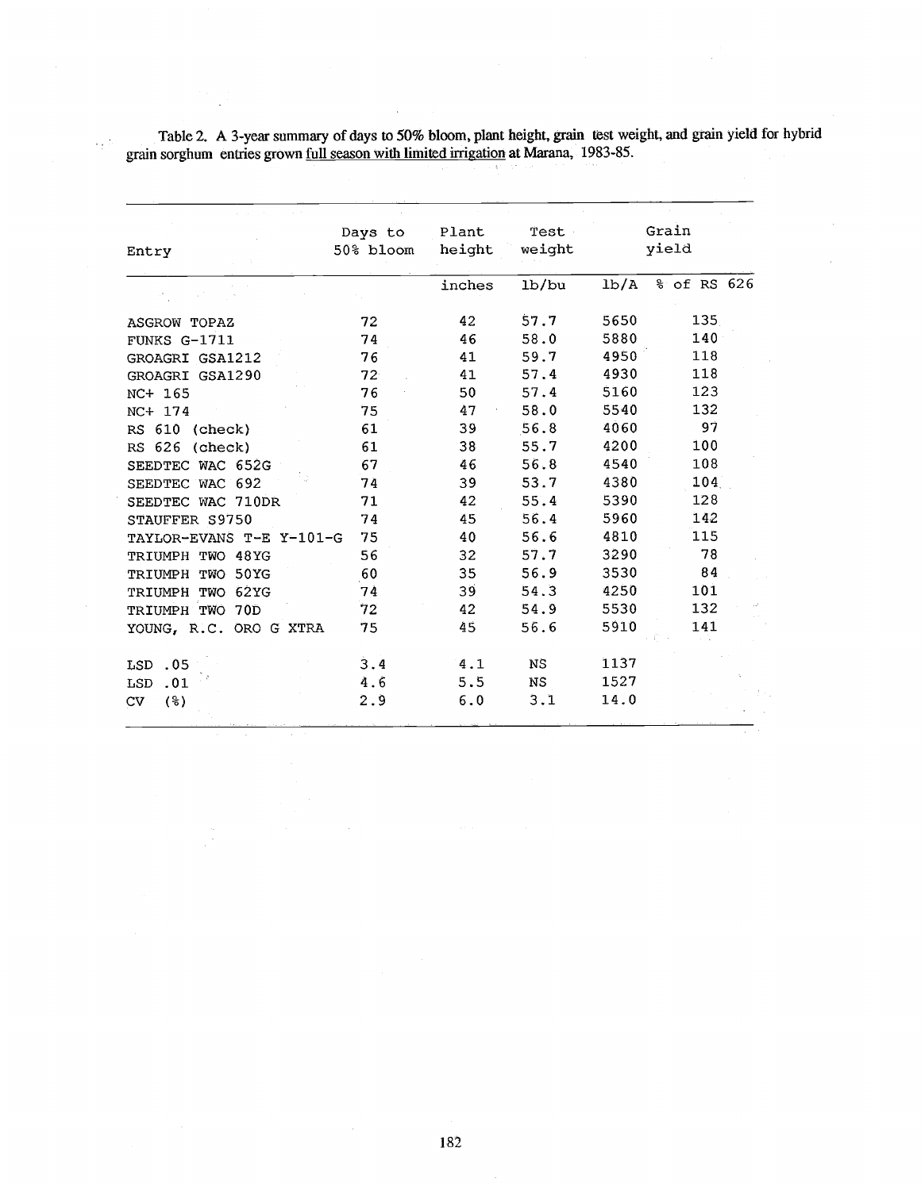Table 2. A 3-year summary of days to 50% bloom, plant height, grain test weight, and grain yield for hybrid grain sorghum entries grown full season with limited irrigation at Marana, 1983-85.

| Entry | Days to 50% bloom | Plant height | Test weight | Grain yield | |
|---|---|---|---|---|---|
| | | inches | lb/bu | lb/A | % of RS 626 |
| ASGROW TOPAZ | 72 | 42 | 57.7 | 5650 | 135 |
| FUNKS G-1711 | 74 | 46 | 58.0 | 5880 | 140 |
| GROAGRI GSA1212 | 76 | 41 | 59.7 | 4950 | 118 |
| GROAGRI GSA1290 | 72 | 41 | 57.4 | 4930 | 118 |
| NC+ 165 | 76 | 50 | 57.4 | 5160 | 123 |
| NC+ 174 | 75 | 47 | 58.0 | 5540 | 132 |
| RS 610 (check) | 61 | 39 | 56.8 | 4060 | 97 |
| RS 626 (check) | 61 | 38 | 55.7 | 4200 | 100 |
| SEEDTEC WAC 652G | 67 | 46 | 56.8 | 4540 | 108 |
| SEEDTEC WAC 692 | 74 | 39 | 53.7 | 4380 | 104 |
| SEEDTEC WAC 710DR | 71 | 42 | 55.4 | 5390 | 128 |
| STAUFFER S9750 | 74 | 45 | 56.4 | 5960 | 142 |
| TAYLOR-EVANS T-E Y-101-G | 75 | 40 | 56.6 | 4810 | 115 |
| TRIUMPH TWO 48YG | 56 | 32 | 57.7 | 3290 | 78 |
| TRIUMPH TWO 50YG | 60 | 35 | 56.9 | 3530 | 84 |
| TRIUMPH TWO 62YG | 74 | 39 | 54.3 | 4250 | 101 |
| TRIUMPH TWO 70D | 72 | 42 | 54.9 | 5530 | 132 |
| YOUNG, R.C. ORO G XTRA | 75 | 45 | 56.6 | 5910 | 141 |
| LSD .05 | 3.4 | 4.1 | NS | 1137 | |
| LSD .01 | 4.6 | 5.5 | NS | 1527 | |
| CV (%) | 2.9 | 6.0 | 3.1 | 14.0 | |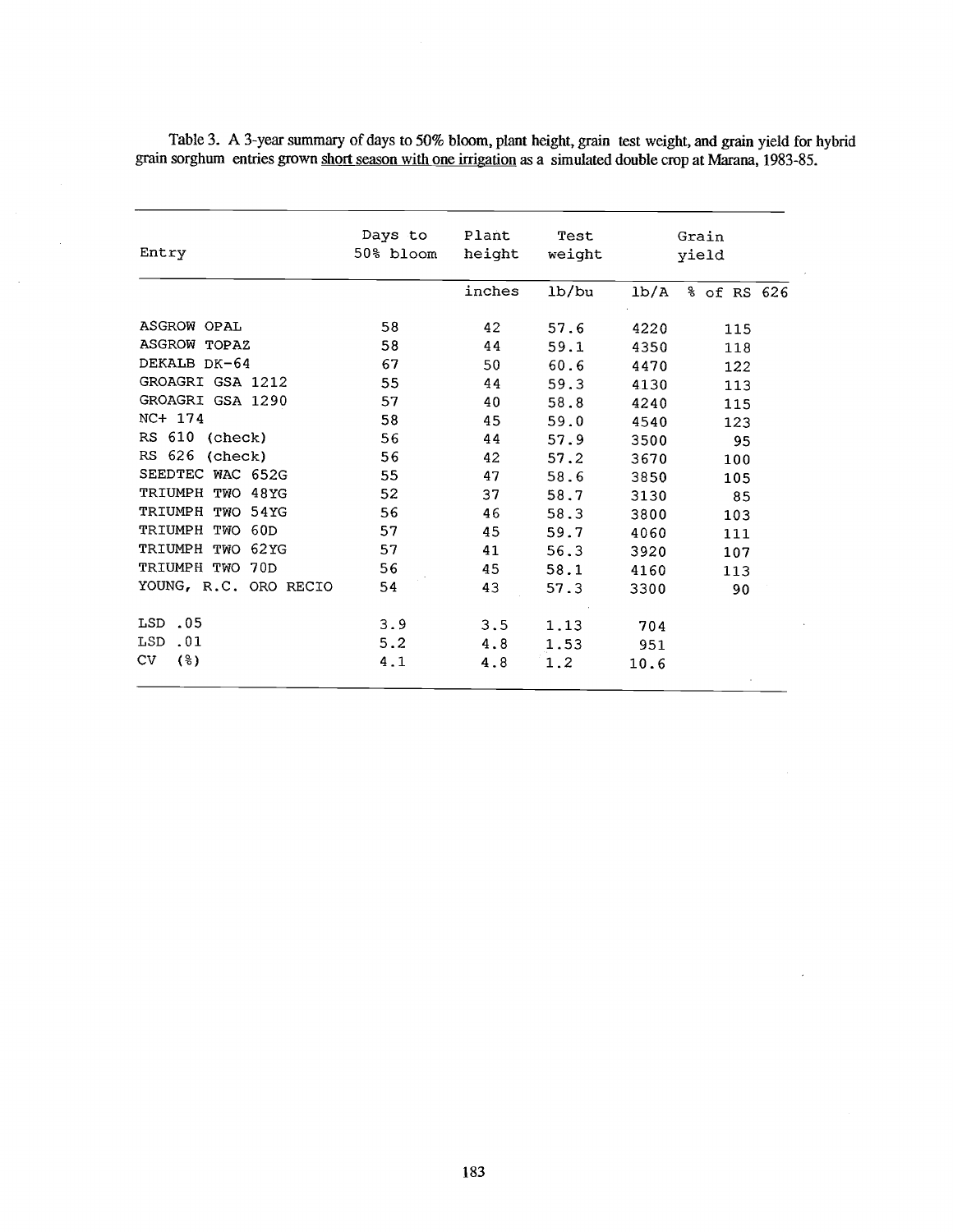Table 3. A 3-year summary of days to 50% bloom, plant height, grain test weight, and grain yield for hybrid grain sorghum entries grown short season with one irrigation as a simulated double crop at Marana, 1983-85.

| Entry | Days to 50% bloom | Plant height | Test weight | Grain yield | |
|---|---|---|---|---|---|
| | | inches | lb/bu | lb/A | % of RS 626 |
| ASGROW OPAL | 58 | 42 | 57.6 | 4220 | 115 |
| ASGROW TOPAZ | 58 | 44 | 59.1 | 4350 | 118 |
| DEKALB DK-64 | 67 | 50 | 60.6 | 4470 | 122 |
| GROAGRI GSA 1212 | 55 | 44 | 59.3 | 4130 | 113 |
| GROAGRI GSA 1290 | 57 | 40 | 58.8 | 4240 | 115 |
| NC+ 174 | 58 | 45 | 59.0 | 4540 | 123 |
| RS 610 (check) | 56 | 44 | 57.9 | 3500 | 95 |
| RS 626 (check) | 56 | 42 | 57.2 | 3670 | 100 |
| SEEDTEC WAC 652G | 55 | 47 | 58.6 | 3850 | 105 |
| TRIUMPH TWO 48YG | 52 | 37 | 58.7 | 3130 | 85 |
| TRIUMPH TWO 54YG | 56 | 46 | 58.3 | 3800 | 103 |
| TRIUMPH TWO 60D | 57 | 45 | 59.7 | 4060 | 111 |
| TRIUMPH TWO 62YG | 57 | 41 | 56.3 | 3920 | 107 |
| TRIUMPH TWO 70D | 56 | 45 | 58.1 | 4160 | 113 |
| YOUNG, R.C. ORO RECIO | 54 | 43 | 57.3 | 3300 | 90 |
| LSD .05 | 3.9 | 3.5 | 1.13 | 704 | |
| LSD .01 | 5.2 | 4.8 | 1.53 | 951 | |
| CV (%) | 4.1 | 4.8 | 1.2 | 10.6 | |